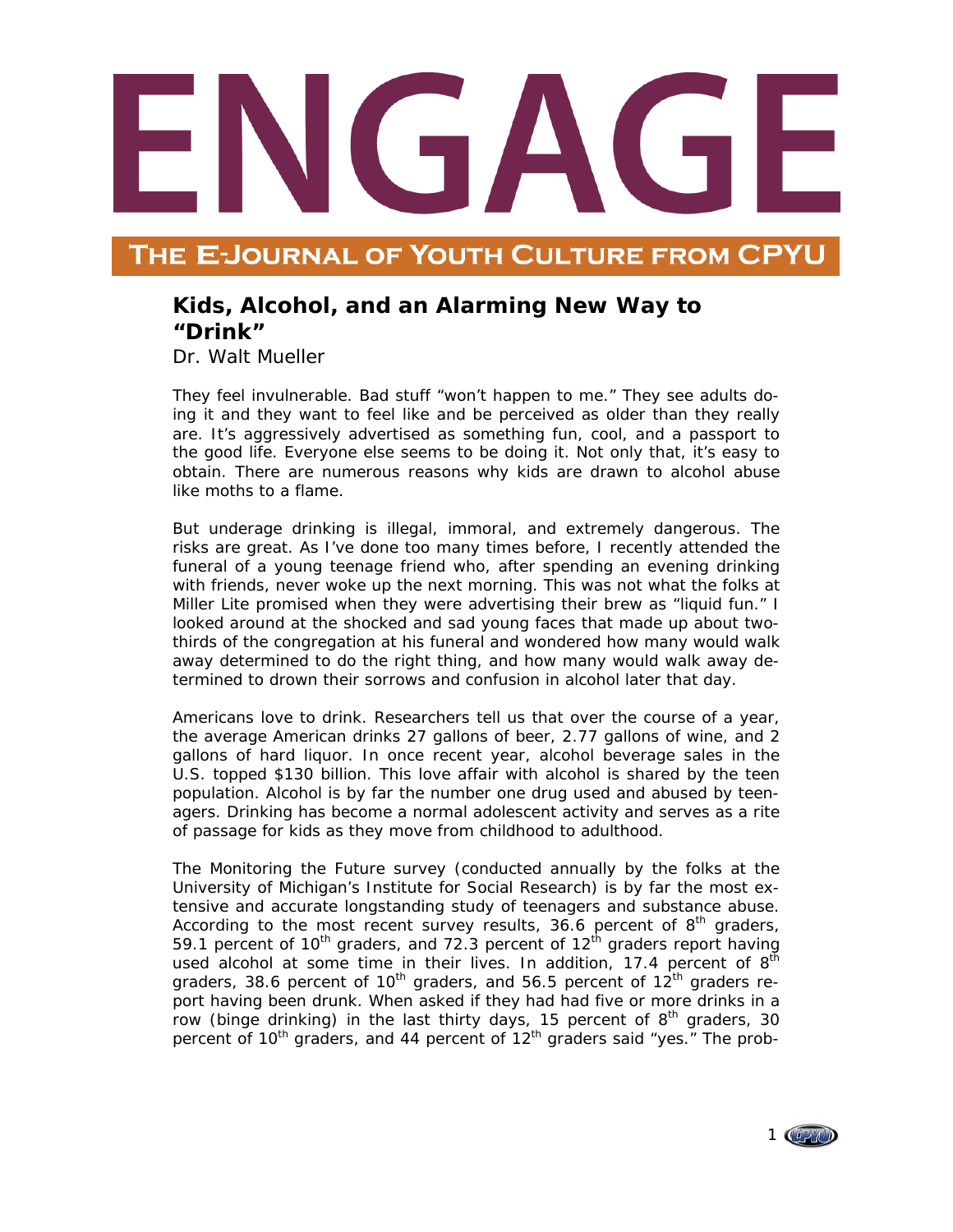# ENGAGE

## The E-Journal of Youth Culture from CPYU

### Kids, Alcohol, and an Alarming New Way to "Drink"

Dr. Walt Mueller

They feel invulnerable. Bad stuff "won't happen to me." They see adults doing it and they want to feel like and be perceived as older than they really are. It's aggressively advertised as something fun, cool, and a passport to the good life. Everyone else seems to be doing it. Not only that, it's easy to obtain. There are numerous reasons why kids are drawn to alcohol abuse like moths to a flame.

But underage drinking is illegal, immoral, and extremely dangerous. The risks are great. As I've done too many times before, I recently attended the funeral of a young teenage friend who, after spending an evening drinking with friends, never woke up the next morning. This was not what the folks at Miller Lite promised when they were advertising their brew as "liquid fun." I looked around at the shocked and sad young faces that made up about two-thirds of the congregation at his funeral and wondered how many would walk away determined to do the right thing, and how many would walk away determined to drown their sorrows and confusion in alcohol later that day.

Americans love to drink. Researchers tell us that over the course of a year, the average American drinks 27 gallons of beer, 2.77 gallons of wine, and 2 gallons of hard liquor. In once recent year, alcohol beverage sales in the U.S. topped $130 billion. This love affair with alcohol is shared by the teen population. Alcohol is by far the number one drug used and abused by teenagers. Drinking has become a normal adolescent activity and serves as a rite of passage for kids as they move from childhood to adulthood.

The Monitoring the Future survey (conducted annually by the folks at the University of Michigan's Institute for Social Research) is by far the most extensive and accurate longstanding study of teenagers and substance abuse. According to the most recent survey results, 36.6 percent of 8th graders, 59.1 percent of 10th graders, and 72.3 percent of 12th graders report having used alcohol at some time in their lives. In addition, 17.4 percent of 8th graders, 38.6 percent of 10th graders, and 56.5 percent of 12th graders report having been drunk. When asked if they had had five or more drinks in a row (binge drinking) in the last thirty days, 15 percent of 8th graders, 30 percent of 10th graders, and 44 percent of 12th graders said "yes." The prob-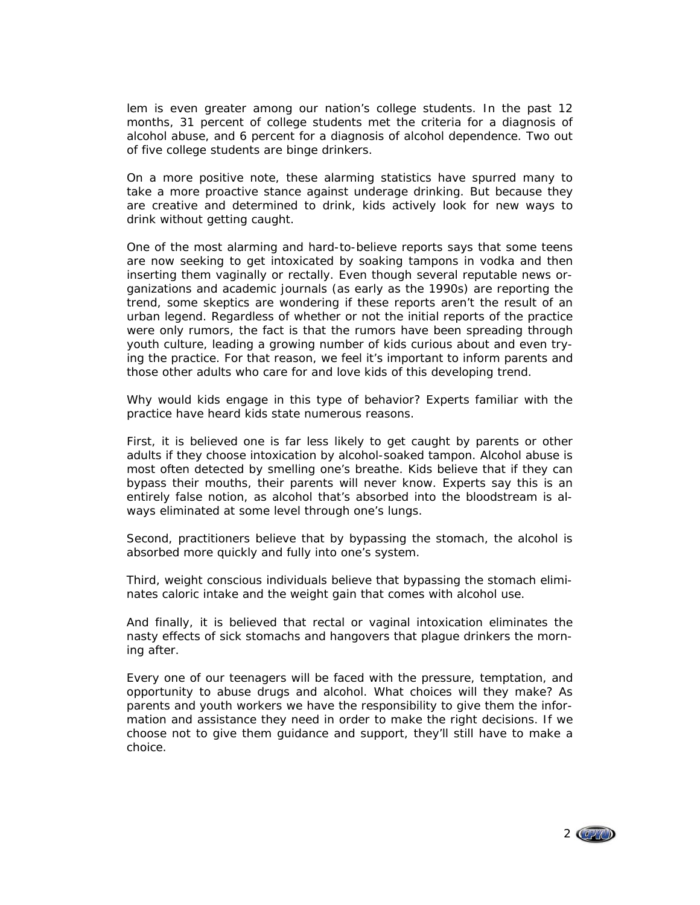lem is even greater among our nation's college students. In the past 12 months, 31 percent of college students met the criteria for a diagnosis of alcohol abuse, and 6 percent for a diagnosis of alcohol dependence. Two out of five college students are binge drinkers.

On a more positive note, these alarming statistics have spurred many to take a more proactive stance against underage drinking. But because they are creative and determined to drink, kids actively look for new ways to drink without getting caught.

One of the most alarming and hard-to-believe reports says that some teens are now seeking to get intoxicated by soaking tampons in vodka and then inserting them vaginally or rectally. Even though several reputable news organizations and academic journals (as early as the 1990s) are reporting the trend, some skeptics are wondering if these reports aren't the result of an urban legend. Regardless of whether or not the initial reports of the practice were only rumors, the fact is that the rumors have been spreading through youth culture, leading a growing number of kids curious about and even trying the practice. For that reason, we feel it's important to inform parents and those other adults who care for and love kids of this developing trend.

Why would kids engage in this type of behavior? Experts familiar with the practice have heard kids state numerous reasons.

First, it is believed one is far less likely to get caught by parents or other adults if they choose intoxication by alcohol-soaked tampon. Alcohol abuse is most often detected by smelling one's breathe. Kids believe that if they can bypass their mouths, their parents will never know. Experts say this is an entirely false notion, as alcohol that's absorbed into the bloodstream is always eliminated at some level through one's lungs.

Second, practitioners believe that by bypassing the stomach, the alcohol is absorbed more quickly and fully into one's system.

Third, weight conscious individuals believe that bypassing the stomach eliminates caloric intake and the weight gain that comes with alcohol use.

And finally, it is believed that rectal or vaginal intoxication eliminates the nasty effects of sick stomachs and hangovers that plague drinkers the morning after.

Every one of our teenagers will be faced with the pressure, temptation, and opportunity to abuse drugs and alcohol. What choices will they make? As parents and youth workers we have the responsibility to give them the information and assistance they need in order to make the right decisions. If we choose not to give them guidance and support, they'll still have to make a choice.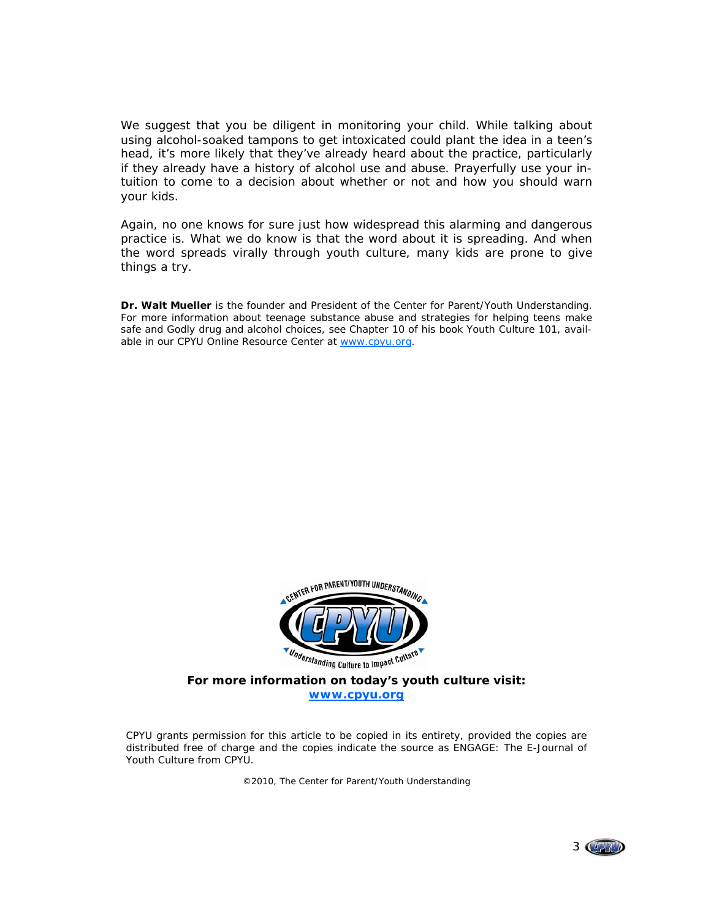We suggest that you be diligent in monitoring your child. While talking about using alcohol-soaked tampons to get intoxicated could plant the idea in a teen's head, it's more likely that they've already heard about the practice, particularly if they already have a history of alcohol use and abuse. Prayerfully use your intuition to come to a decision about whether or not and how you should warn your kids.

Again, no one knows for sure just how widespread this alarming and dangerous practice is. What we do know is that the word about it is spreading. And when the word spreads virally through youth culture, many kids are prone to give things a try.

**Dr. Walt Mueller** is the founder and President of the Center for Parent/Youth Understanding. For more information about teenage substance abuse and strategies for helping teens make safe and Godly drug and alcohol choices, see Chapter 10 of his book Youth Culture 101, available in our CPYU Online Resource Center at www.cpyu.org.

**For more information on today's youth culture visit:**
**www.cpyu.org**

CPYU grants permission for this article to be copied in its entirety, provided the copies are distributed free of charge and the copies indicate the source as ENGAGE: The E-Journal of Youth Culture from CPYU.

©2010, The Center for Parent/Youth Understanding